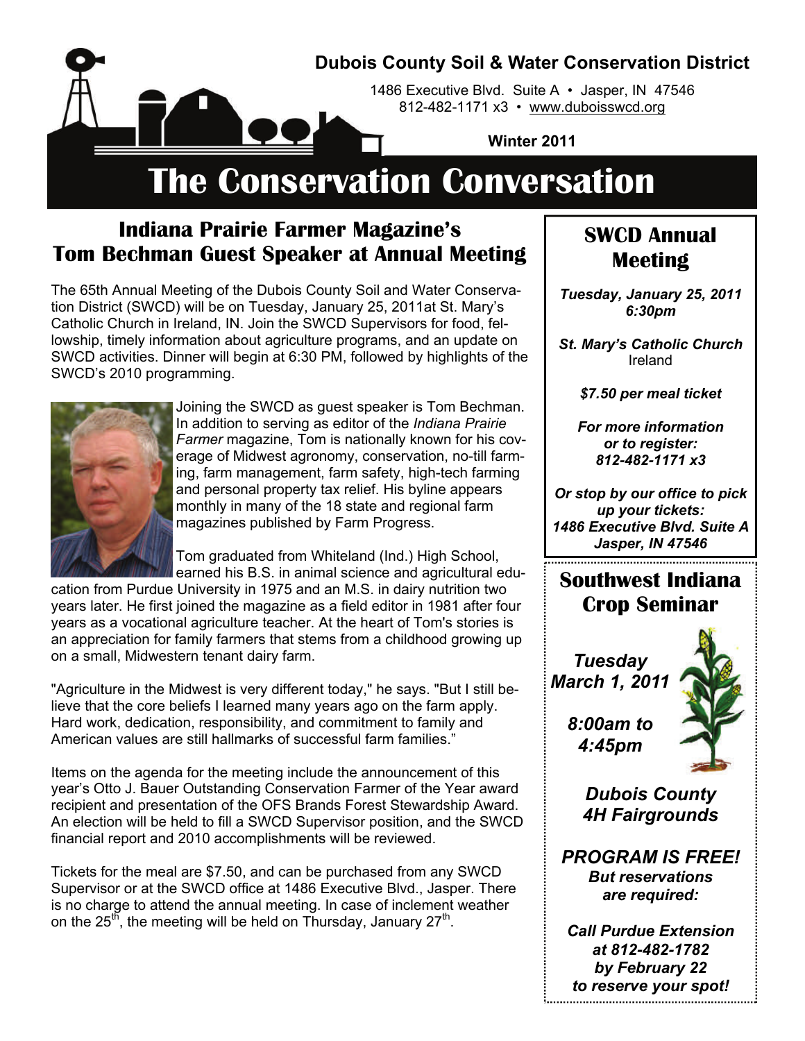**Dubois County Soil & Water Conservation District**

1486 Executive Blvd. Suite A • Jasper, IN 47546
812-482-1171 x3 • www.duboisswcd.org

**Winter 2011**

# The Conservation Conversation

## Indiana Prairie Farmer Magazine's Tom Bechman Guest Speaker at Annual Meeting

The 65th Annual Meeting of the Dubois County Soil and Water Conservation District (SWCD) will be on Tuesday, January 25, 2011at St. Mary's Catholic Church in Ireland, IN. Join the SWCD Supervisors for food, fellowship, timely information about agriculture programs, and an update on SWCD activities. Dinner will begin at 6:30 PM, followed by highlights of the SWCD's 2010 programming.

Joining the SWCD as guest speaker is Tom Bechman. In addition to serving as editor of the *Indiana Prairie Farmer* magazine, Tom is nationally known for his coverage of Midwest agronomy, conservation, no-till farming, farm management, farm safety, high-tech farming and personal property tax relief. His byline appears monthly in many of the 18 state and regional farm magazines published by Farm Progress.

Tom graduated from Whiteland (Ind.) High School, earned his B.S. in animal science and agricultural education from Purdue University in 1975 and an M.S. in dairy nutrition two years later. He first joined the magazine as a field editor in 1981 after four years as a vocational agriculture teacher. At the heart of Tom's stories is an appreciation for family farmers that stems from a childhood growing up on a small, Midwestern tenant dairy farm.

"Agriculture in the Midwest is very different today," he says. "But I still believe that the core beliefs I learned many years ago on the farm apply. Hard work, dedication, responsibility, and commitment to family and American values are still hallmarks of successful farm families."

Items on the agenda for the meeting include the announcement of this year's Otto J. Bauer Outstanding Conservation Farmer of the Year award recipient and presentation of the OFS Brands Forest Stewardship Award. An election will be held to fill a SWCD Supervisor position, and the SWCD financial report and 2010 accomplishments will be reviewed.

Tickets for the meal are $7.50, and can be purchased from any SWCD Supervisor or at the SWCD office at 1486 Executive Blvd., Jasper. There is no charge to attend the annual meeting. In case of inclement weather on the 25th, the meeting will be held on Thursday, January 27th.

## SWCD Annual Meeting

***Tuesday, January 25, 2011***
***6:30pm***

***St. Mary's Catholic Church***
Ireland

***$7.50 per meal ticket***

***For more information or to register: 812-482-1171 x3***

***Or stop by our office to pick up your tickets: 1486 Executive Blvd. Suite A Jasper, IN 47546***

## Southwest Indiana Crop Seminar

***Tuesday March 1, 2011***

***8:00am to 4:45pm***

***Dubois County 4H Fairgrounds***

***PROGRAM IS FREE!***
***But reservations are required:***

***Call Purdue Extension at 812-482-1782 by February 22 to reserve your spot!***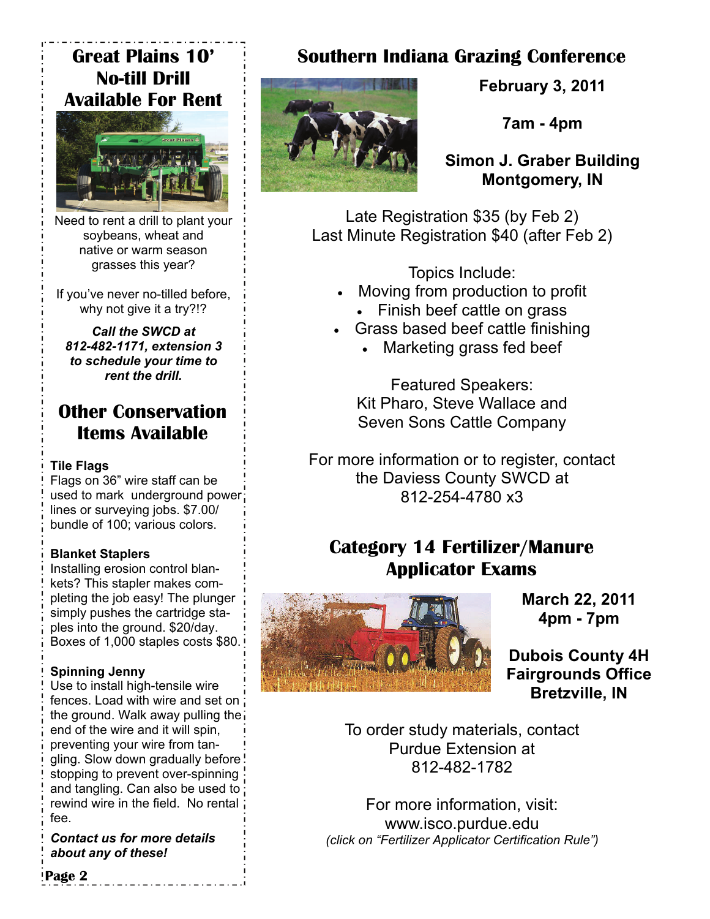## Great Plains 10' No-till Drill Available For Rent

Need to rent a drill to plant your soybeans, wheat and native or warm season grasses this year?

If you've never no-tilled before, why not give it a try?!?

***Call the SWCD at 812-482-1171, extension 3 to schedule your time to rent the drill.***

## Other Conservation Items Available

**Tile Flags**
Flags on 36" wire staff can be used to mark underground power lines or surveying jobs. $7.00/ bundle of 100; various colors.

**Blanket Staplers**
Installing erosion control blankets? This stapler makes completing the job easy! The plunger simply pushes the cartridge staples into the ground. $20/day. Boxes of 1,000 staples costs $80.

**Spinning Jenny**
Use to install high-tensile wire fences. Load with wire and set on the ground. Walk away pulling the end of the wire and it will spin, preventing your wire from tangling. Slow down gradually before stopping to prevent over-spinning and tangling. Can also be used to rewind wire in the field. No rental fee.

***Contact us for more details about any of these!***

## Southern Indiana Grazing Conference

**February 3, 2011**

**7am - 4pm**

**Simon J. Graber Building**
**Montgomery, IN**

Late Registration $35 (by Feb 2)
Last Minute Registration $40 (after Feb 2)

Topics Include:

- Moving from production to profit
- Finish beef cattle on grass
- Grass based beef cattle finishing
- Marketing grass fed beef

Featured Speakers:
Kit Pharo, Steve Wallace and Seven Sons Cattle Company

For more information or to register, contact the Daviess County SWCD at 812-254-4780 x3

## Category 14 Fertilizer/Manure Applicator Exams

**March 22, 2011**
**4pm - 7pm**

**Dubois County 4H Fairgrounds Office**
**Bretzville, IN**

To order study materials, contact Purdue Extension at 812-482-1782

For more information, visit:
www.isco.purdue.edu
*(click on "Fertilizer Applicator Certification Rule")*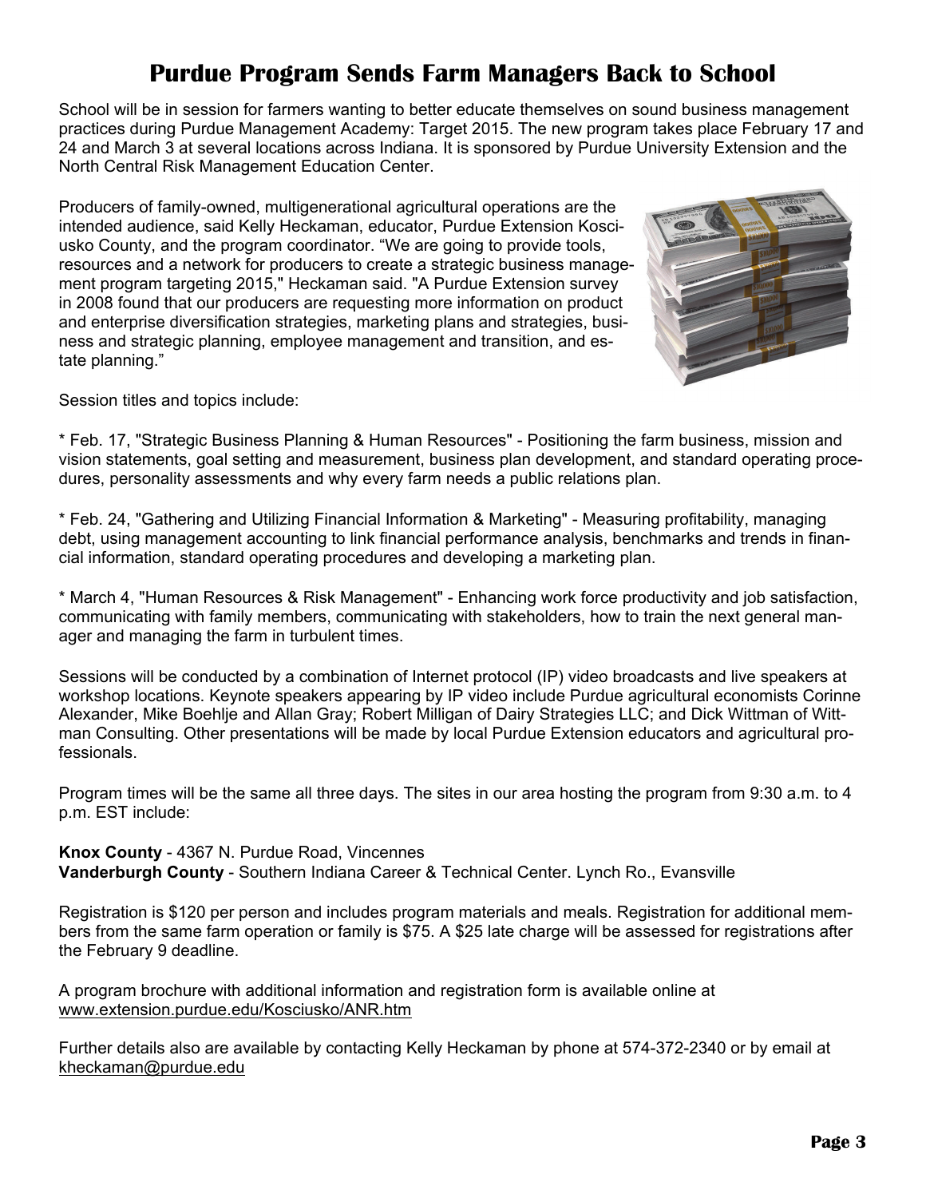# Purdue Program Sends Farm Managers Back to School

School will be in session for farmers wanting to better educate themselves on sound business management practices during Purdue Management Academy: Target 2015. The new program takes place February 17 and 24 and March 3 at several locations across Indiana. It is sponsored by Purdue University Extension and the North Central Risk Management Education Center.

Producers of family-owned, multigenerational agricultural operations are the intended audience, said Kelly Heckaman, educator, Purdue Extension Kosciusko County, and the program coordinator. "We are going to provide tools, resources and a network for producers to create a strategic business management program targeting 2015," Heckaman said. "A Purdue Extension survey in 2008 found that our producers are requesting more information on product and enterprise diversification strategies, marketing plans and strategies, business and strategic planning, employee management and transition, and estate planning."

Session titles and topics include:

* Feb. 17, "Strategic Business Planning & Human Resources" - Positioning the farm business, mission and vision statements, goal setting and measurement, business plan development, and standard operating procedures, personality assessments and why every farm needs a public relations plan.

* Feb. 24, "Gathering and Utilizing Financial Information & Marketing" - Measuring profitability, managing debt, using management accounting to link financial performance analysis, benchmarks and trends in financial information, standard operating procedures and developing a marketing plan.

* March 4, "Human Resources & Risk Management" - Enhancing work force productivity and job satisfaction, communicating with family members, communicating with stakeholders, how to train the next general manager and managing the farm in turbulent times.

Sessions will be conducted by a combination of Internet protocol (IP) video broadcasts and live speakers at workshop locations. Keynote speakers appearing by IP video include Purdue agricultural economists Corinne Alexander, Mike Boehlje and Allan Gray; Robert Milligan of Dairy Strategies LLC; and Dick Wittman of Wittman Consulting. Other presentations will be made by local Purdue Extension educators and agricultural professionals.

Program times will be the same all three days. The sites in our area hosting the program from 9:30 a.m. to 4 p.m. EST include:

**Knox County** - 4367 N. Purdue Road, Vincennes
**Vanderburgh County** - Southern Indiana Career & Technical Center. Lynch Ro., Evansville

Registration is $120 per person and includes program materials and meals. Registration for additional members from the same farm operation or family is $75. A $25 late charge will be assessed for registrations after the February 9 deadline.

A program brochure with additional information and registration form is available online at www.extension.purdue.edu/Kosciusko/ANR.htm

Further details also are available by contacting Kelly Heckaman by phone at 574-372-2340 or by email at kheckaman@purdue.edu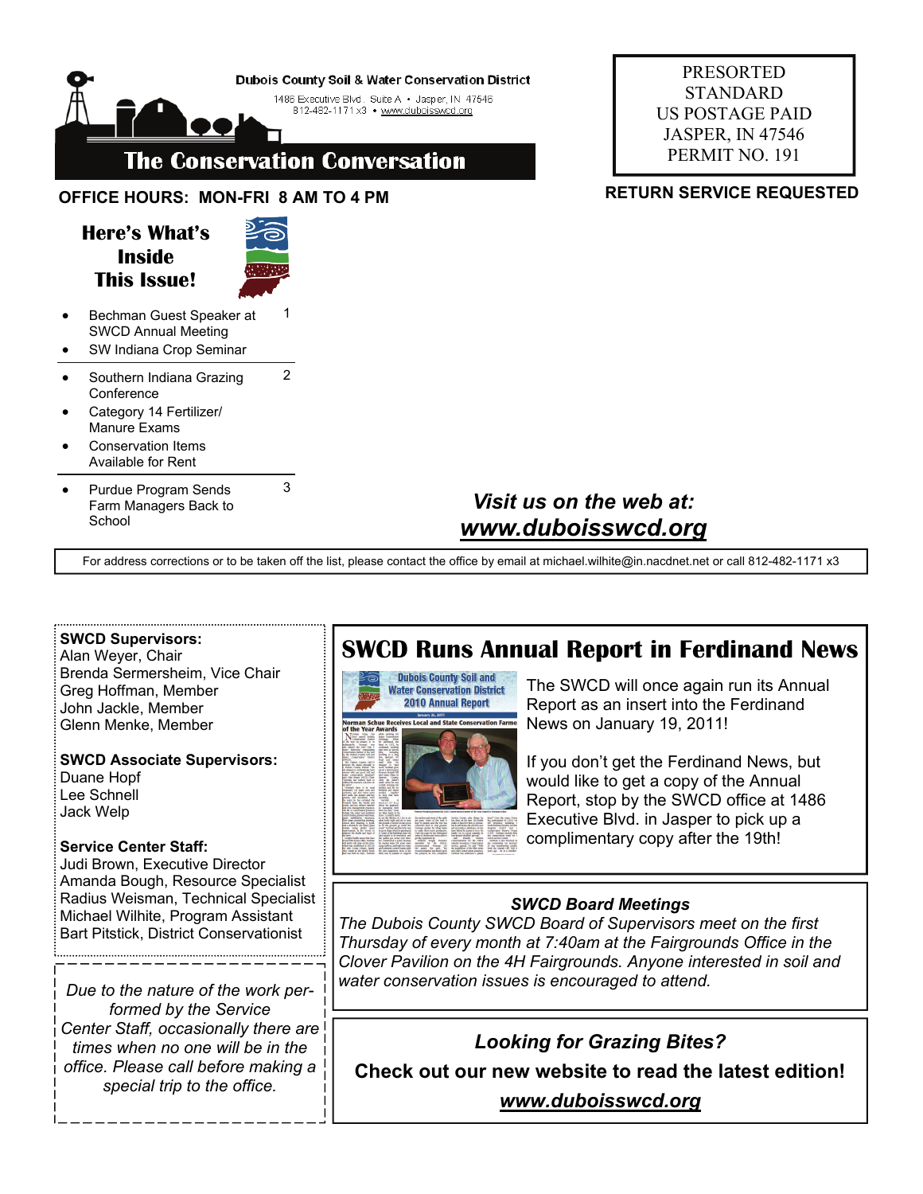Dubois County Soil & Water Conservation District

1486 Executive Blvd. Suite A • Jasper, IN 47546
812-482-1171 x3 • www.duboisswcd.org

# The Conservation Conversation

**OFFICE HOURS: MON-FRI 8 AM TO 4 PM**

PRESORTED
STANDARD
US POSTAGE PAID
JASPER, IN 47546
PERMIT NO. 191

**RETURN SERVICE REQUESTED**

## Here's What's Inside This Issue!

| | |
|---|---|
| • Bechman Guest Speaker at SWCD Annual Meeting<br>• SW Indiana Crop Seminar | 1 |
| • Southern Indiana Grazing Conference<br>• Category 14 Fertilizer/ Manure Exams<br>• Conservation Items Available for Rent | 2 |
| • Purdue Program Sends Farm Managers Back to School | 3 |

***Visit us on the web at:***
***www.duboisswcd.org***

For address corrections or to be taken off the list, please contact the office by email at michael.wilhite@in.nacdnet.net or call 812-482-1171 x3

**SWCD Supervisors:**
Alan Weyer, Chair
Brenda Sermersheim, Vice Chair
Greg Hoffman, Member
John Jackle, Member
Glenn Menke, Member

**SWCD Associate Supervisors:**
Duane Hopf
Lee Schnell
Jack Welp

**Service Center Staff:**
Judi Brown, Executive Director
Amanda Bough, Resource Specialist
Radius Weisman, Technical Specialist
Michael Wilhite, Program Assistant
Bart Pitstick, District Conservationist

*Due to the nature of the work performed by the Service Center Staff, occasionally there are times when no one will be in the office. Please call before making a special trip to the office.*

## SWCD Runs Annual Report in Ferdinand News

The SWCD will once again run its Annual Report as an insert into the Ferdinand News on January 19, 2011!

If you don't get the Ferdinand News, but would like to get a copy of the Annual Report, stop by the SWCD office at 1486 Executive Blvd. in Jasper to pick up a complimentary copy after the 19th!

***SWCD Board Meetings***

*The Dubois County SWCD Board of Supervisors meet on the first Thursday of every month at 7:40am at the Fairgrounds Office in the Clover Pavilion on the 4H Fairgrounds. Anyone interested in soil and water conservation issues is encouraged to attend.*

***Looking for Grazing Bites?***

**Check out our new website to read the latest edition!**

***www.duboisswcd.org***